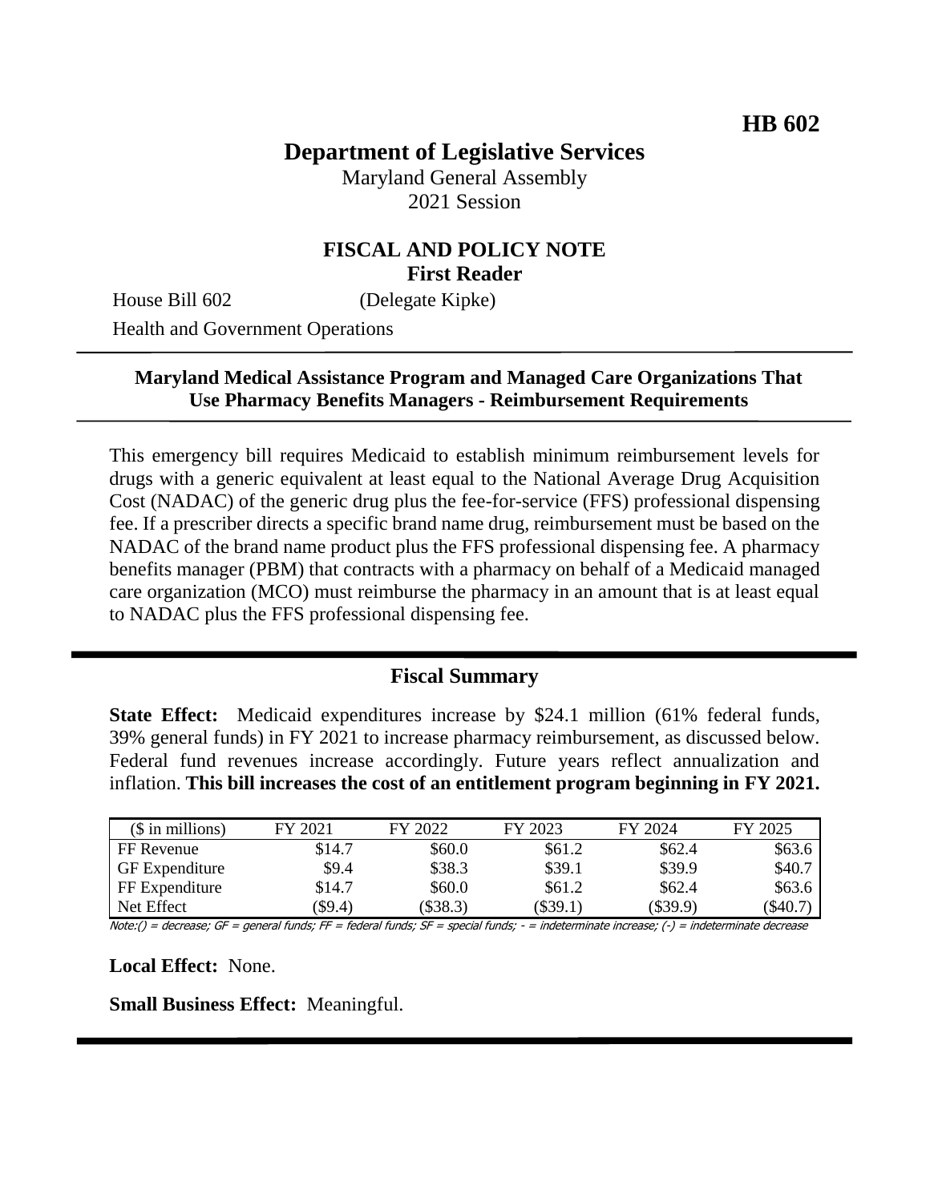**HB 602**

# Department of Legislative Services

Maryland General Assembly
2021 Session

## FISCAL AND POLICY NOTE
**First Reader**

House Bill 602 (Delegate Kipke)

Health and Government Operations

---

**Maryland Medical Assistance Program and Managed Care Organizations That Use Pharmacy Benefits Managers - Reimbursement Requirements**

---

This emergency bill requires Medicaid to establish minimum reimbursement levels for drugs with a generic equivalent at least equal to the National Average Drug Acquisition Cost (NADAC) of the generic drug plus the fee-for-service (FFS) professional dispensing fee. If a prescriber directs a specific brand name drug, reimbursement must be based on the NADAC of the brand name product plus the FFS professional dispensing fee. A pharmacy benefits manager (PBM) that contracts with a pharmacy on behalf of a Medicaid managed care organization (MCO) must reimburse the pharmacy in an amount that is at least equal to NADAC plus the FFS professional dispensing fee.

---

## Fiscal Summary

**State Effect:** Medicaid expenditures increase by $24.1 million (61% federal funds, 39% general funds) in FY 2021 to increase pharmacy reimbursement, as discussed below. Federal fund revenues increase accordingly. Future years reflect annualization and inflation. **This bill increases the cost of an entitlement program beginning in FY 2021.**

| ($ in millions) | FY 2021 | FY 2022 | FY 2023 | FY 2024 | FY 2025 |
|---|---|---|---|---|---|
| FF Revenue | $14.7 | $60.0 | $61.2 | $62.4 | $63.6 |
| GF Expenditure | $9.4 | $38.3 | $39.1 | $39.9 | $40.7 |
| FF Expenditure | $14.7 | $60.0 | $61.2 | $62.4 | $63.6 |
| Net Effect | ($9.4) | ($38.3) | ($39.1) | ($39.9) | ($40.7) |

Note:() = decrease; GF = general funds; FF = federal funds; SF = special funds; - = indeterminate increase; (-) = indeterminate decrease

**Local Effect:** None.

**Small Business Effect:** Meaningful.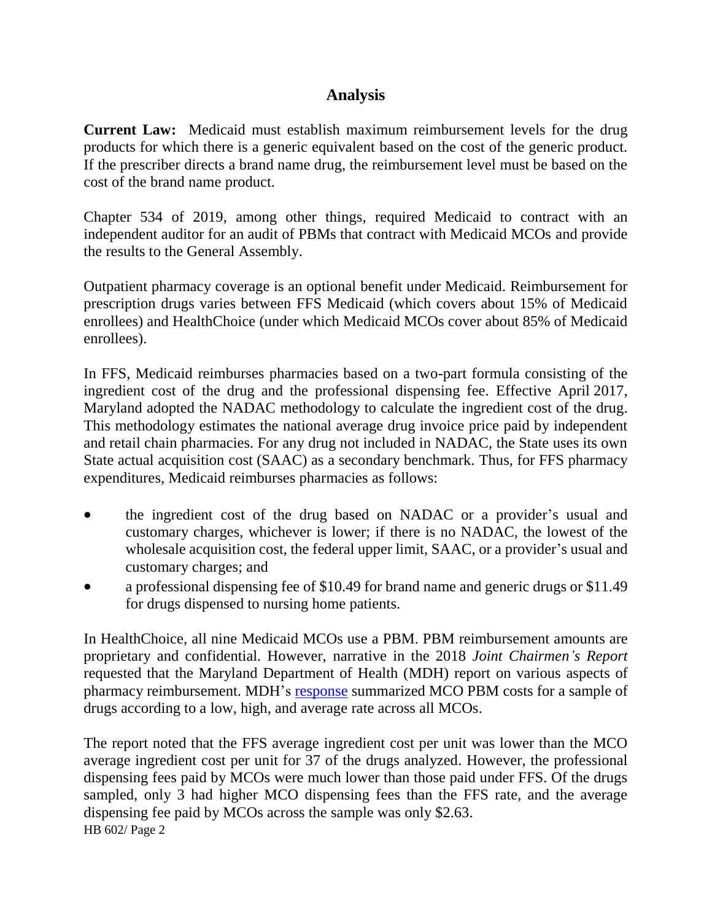## Analysis

**Current Law:** Medicaid must establish maximum reimbursement levels for the drug products for which there is a generic equivalent based on the cost of the generic product. If the prescriber directs a brand name drug, the reimbursement level must be based on the cost of the brand name product.

Chapter 534 of 2019, among other things, required Medicaid to contract with an independent auditor for an audit of PBMs that contract with Medicaid MCOs and provide the results to the General Assembly.

Outpatient pharmacy coverage is an optional benefit under Medicaid. Reimbursement for prescription drugs varies between FFS Medicaid (which covers about 15% of Medicaid enrollees) and HealthChoice (under which Medicaid MCOs cover about 85% of Medicaid enrollees).

In FFS, Medicaid reimburses pharmacies based on a two-part formula consisting of the ingredient cost of the drug and the professional dispensing fee. Effective April 2017, Maryland adopted the NADAC methodology to calculate the ingredient cost of the drug. This methodology estimates the national average drug invoice price paid by independent and retail chain pharmacies. For any drug not included in NADAC, the State uses its own State actual acquisition cost (SAAC) as a secondary benchmark. Thus, for FFS pharmacy expenditures, Medicaid reimburses pharmacies as follows:

- the ingredient cost of the drug based on NADAC or a provider's usual and customary charges, whichever is lower; if there is no NADAC, the lowest of the wholesale acquisition cost, the federal upper limit, SAAC, or a provider's usual and customary charges; and
- a professional dispensing fee of $10.49 for brand name and generic drugs or $11.49 for drugs dispensed to nursing home patients.

In HealthChoice, all nine Medicaid MCOs use a PBM. PBM reimbursement amounts are proprietary and confidential. However, narrative in the 2018 *Joint Chairmen's Report* requested that the Maryland Department of Health (MDH) report on various aspects of pharmacy reimbursement. MDH's response summarized MCO PBM costs for a sample of drugs according to a low, high, and average rate across all MCOs.

The report noted that the FFS average ingredient cost per unit was lower than the MCO average ingredient cost per unit for 37 of the drugs analyzed. However, the professional dispensing fees paid by MCOs were much lower than those paid under FFS. Of the drugs sampled, only 3 had higher MCO dispensing fees than the FFS rate, and the average dispensing fee paid by MCOs across the sample was only $2.63.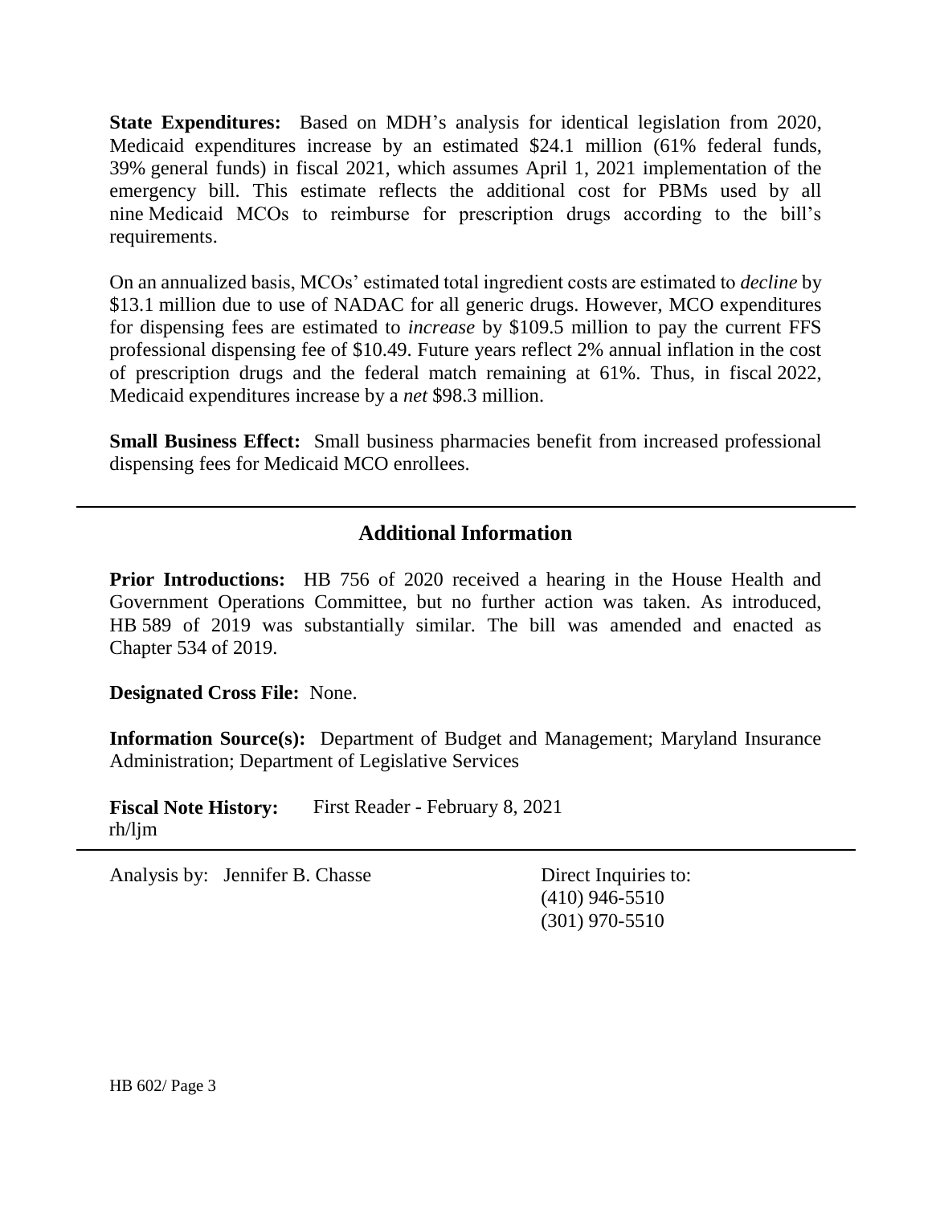**State Expenditures:** Based on MDH's analysis for identical legislation from 2020, Medicaid expenditures increase by an estimated $24.1 million (61% federal funds, 39% general funds) in fiscal 2021, which assumes April 1, 2021 implementation of the emergency bill. This estimate reflects the additional cost for PBMs used by all nine Medicaid MCOs to reimburse for prescription drugs according to the bill's requirements.

On an annualized basis, MCOs' estimated total ingredient costs are estimated to *decline* by $13.1 million due to use of NADAC for all generic drugs. However, MCO expenditures for dispensing fees are estimated to *increase* by $109.5 million to pay the current FFS professional dispensing fee of $10.49. Future years reflect 2% annual inflation in the cost of prescription drugs and the federal match remaining at 61%. Thus, in fiscal 2022, Medicaid expenditures increase by a *net* $98.3 million.

**Small Business Effect:** Small business pharmacies benefit from increased professional dispensing fees for Medicaid MCO enrollees.

## Additional Information

**Prior Introductions:** HB 756 of 2020 received a hearing in the House Health and Government Operations Committee, but no further action was taken. As introduced, HB 589 of 2019 was substantially similar. The bill was amended and enacted as Chapter 534 of 2019.

**Designated Cross File:** None.

**Information Source(s):** Department of Budget and Management; Maryland Insurance Administration; Department of Legislative Services

**Fiscal Note History:** First Reader - February 8, 2021
rh/ljm

Analysis by: Jennifer B. Chasse

Direct Inquiries to:
(410) 946-5510
(301) 970-5510